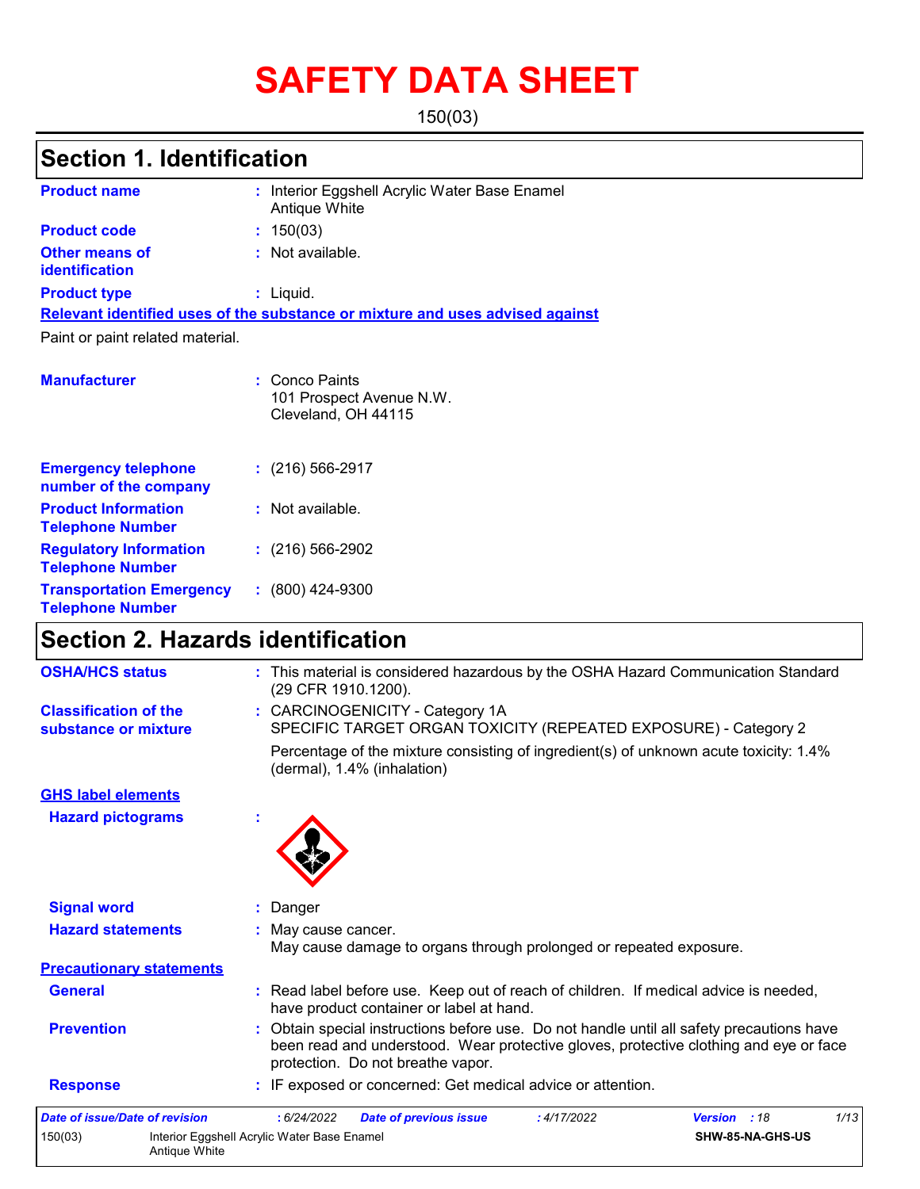# SAFETY DATA SHEET

150(03)

## Section 1. Identification

| | |
|---|---|
| **Product name** | : Interior Eggshell Acrylic Water Base Enamel Antique White |
| **Product code** | : 150(03) |
| **Other means of identification** | : Not available. |
| **Product type** | : Liquid. |

**Relevant identified uses of the substance or mixture and uses advised against**

Paint or paint related material.

| | |
|---|---|
| **Manufacturer** | : Conco Paints<br>101 Prospect Avenue N.W.<br>Cleveland, OH 44115 |
| **Emergency telephone number of the company** | : (216) 566-2917 |
| **Product Information Telephone Number** | : Not available. |
| **Regulatory Information Telephone Number** | : (216) 566-2902 |
| **Transportation Emergency Telephone Number** | : (800) 424-9300 |

## Section 2. Hazards identification

| | |
|---|---|
| **OSHA/HCS status** | : This material is considered hazardous by the OSHA Hazard Communication Standard (29 CFR 1910.1200). |
| **Classification of the substance or mixture** | : CARCINOGENICITY - Category 1A<br>SPECIFIC TARGET ORGAN TOXICITY (REPEATED EXPOSURE) - Category 2<br>Percentage of the mixture consisting of ingredient(s) of unknown acute toxicity: 1.4% (dermal), 1.4% (inhalation) |

**GHS label elements**

| | |
|---|---|
| **Hazard pictograms** | : |
| **Signal word** | : Danger |
| **Hazard statements** | : May cause cancer.<br>May cause damage to organs through prolonged or repeated exposure. |

**Precautionary statements**

| | |
|---|---|
| **General** | : Read label before use. Keep out of reach of children. If medical advice is needed, have product container or label at hand. |
| **Prevention** | : Obtain special instructions before use. Do not handle until all safety precautions have been read and understood. Wear protective gloves, protective clothing and eye or face protection. Do not breathe vapor. |
| **Response** | : IF exposed or concerned: Get medical advice or attention. |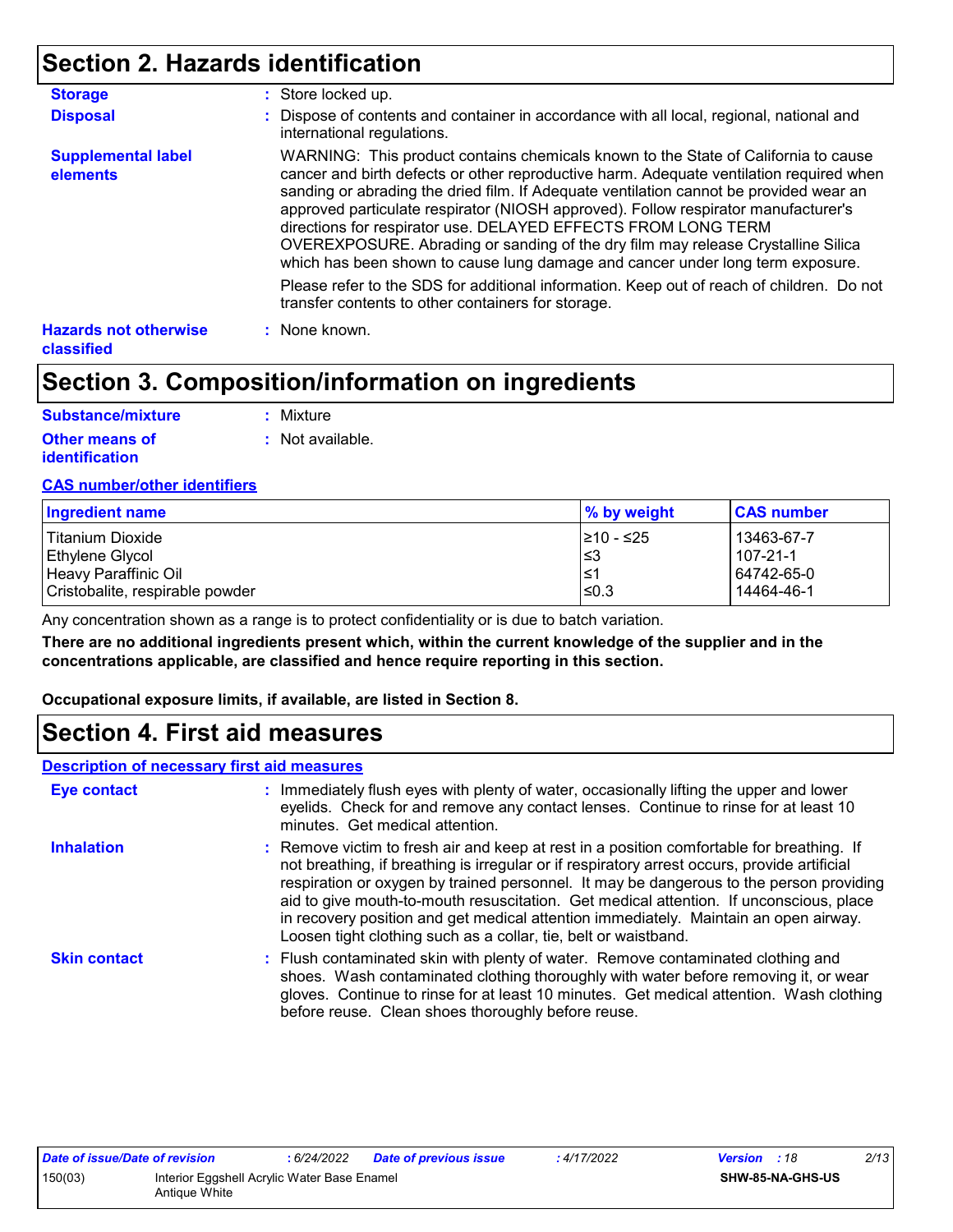## Section 2. Hazards identification

**Storage** : Store locked up.

**Disposal** : Dispose of contents and container in accordance with all local, regional, national and international regulations.

**Supplemental label elements**

WARNING: This product contains chemicals known to the State of California to cause cancer and birth defects or other reproductive harm. Adequate ventilation required when sanding or abrading the dried film. If Adequate ventilation cannot be provided wear an approved particulate respirator (NIOSH approved). Follow respirator manufacturer's directions for respirator use. DELAYED EFFECTS FROM LONG TERM OVEREXPOSURE. Abrading or sanding of the dry film may release Crystalline Silica which has been shown to cause lung damage and cancer under long term exposure.

Please refer to the SDS for additional information. Keep out of reach of children. Do not transfer contents to other containers for storage.

**Hazards not otherwise classified** : None known.

## Section 3. Composition/information on ingredients

**Substance/mixture** : Mixture

**Other means of identification** : Not available.

**CAS number/other identifiers**

| Ingredient name | % by weight | CAS number |
|---|---|---|
| Titanium Dioxide | ≥10 - ≤25 | 13463-67-7 |
| Ethylene Glycol | ≤3 | 107-21-1 |
| Heavy Paraffinic Oil | ≤1 | 64742-65-0 |
| Cristobalite, respirable powder | ≤0.3 | 14464-46-1 |

Any concentration shown as a range is to protect confidentiality or is due to batch variation.

**There are no additional ingredients present which, within the current knowledge of the supplier and in the concentrations applicable, are classified and hence require reporting in this section.**

**Occupational exposure limits, if available, are listed in Section 8.**

## Section 4. First aid measures

**Description of necessary first aid measures**

**Eye contact** : Immediately flush eyes with plenty of water, occasionally lifting the upper and lower eyelids. Check for and remove any contact lenses. Continue to rinse for at least 10 minutes. Get medical attention.

**Inhalation** : Remove victim to fresh air and keep at rest in a position comfortable for breathing. If not breathing, if breathing is irregular or if respiratory arrest occurs, provide artificial respiration or oxygen by trained personnel. It may be dangerous to the person providing aid to give mouth-to-mouth resuscitation. Get medical attention. If unconscious, place in recovery position and get medical attention immediately. Maintain an open airway. Loosen tight clothing such as a collar, tie, belt or waistband.

**Skin contact** : Flush contaminated skin with plenty of water. Remove contaminated clothing and shoes. Wash contaminated clothing thoroughly with water before removing it, or wear gloves. Continue to rinse for at least 10 minutes. Get medical attention. Wash clothing before reuse. Clean shoes thoroughly before reuse.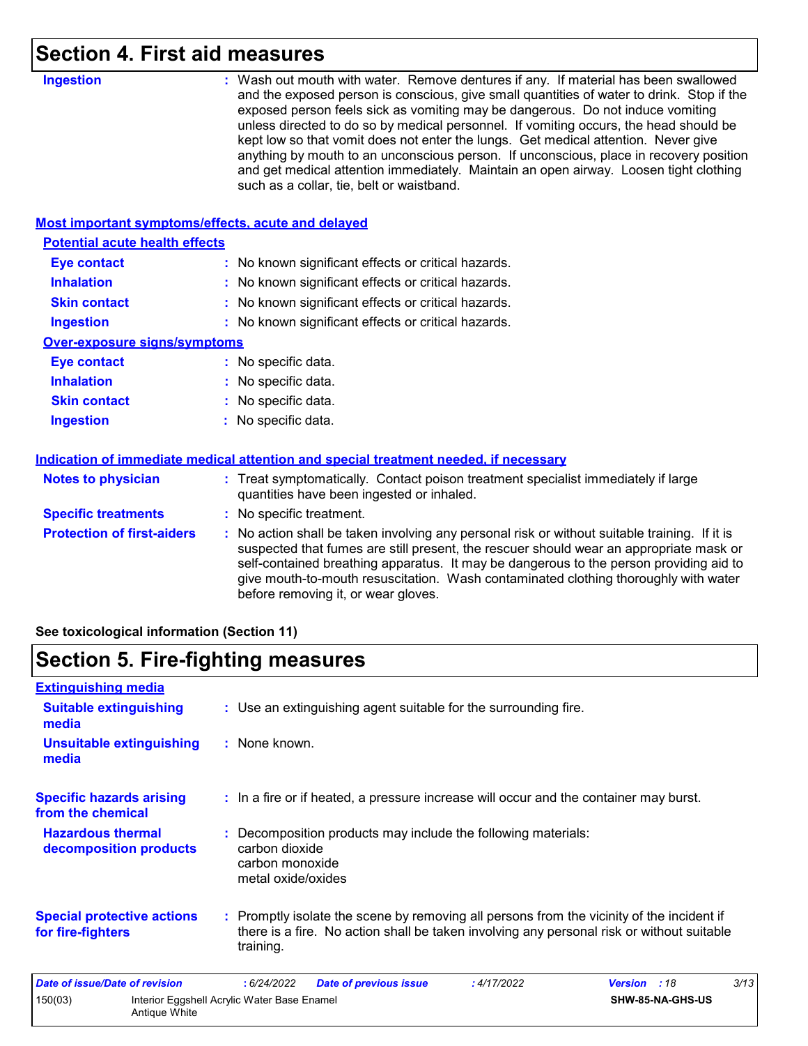## Section 4. First aid measures

**Ingestion** : Wash out mouth with water. Remove dentures if any. If material has been swallowed and the exposed person is conscious, give small quantities of water to drink. Stop if the exposed person feels sick as vomiting may be dangerous. Do not induce vomiting unless directed to do so by medical personnel. If vomiting occurs, the head should be kept low so that vomit does not enter the lungs. Get medical attention. Never give anything by mouth to an unconscious person. If unconscious, place in recovery position and get medical attention immediately. Maintain an open airway. Loosen tight clothing such as a collar, tie, belt or waistband.

### Most important symptoms/effects, acute and delayed

**Potential acute health effects**

**Eye contact** : No known significant effects or critical hazards.

**Inhalation** : No known significant effects or critical hazards.

**Skin contact** : No known significant effects or critical hazards.

**Ingestion** : No known significant effects or critical hazards.

**Over-exposure signs/symptoms**

**Eye contact** : No specific data.

**Inhalation** : No specific data.

**Skin contact** : No specific data.

**Ingestion** : No specific data.

### Indication of immediate medical attention and special treatment needed, if necessary

**Notes to physician** : Treat symptomatically. Contact poison treatment specialist immediately if large quantities have been ingested or inhaled.

**Specific treatments** : No specific treatment.

**Protection of first-aiders** : No action shall be taken involving any personal risk or without suitable training. If it is suspected that fumes are still present, the rescuer should wear an appropriate mask or self-contained breathing apparatus. It may be dangerous to the person providing aid to give mouth-to-mouth resuscitation. Wash contaminated clothing thoroughly with water before removing it, or wear gloves.

**See toxicological information (Section 11)**

## Section 5. Fire-fighting measures

### Extinguishing media

**Suitable extinguishing media** : Use an extinguishing agent suitable for the surrounding fire.

**Unsuitable extinguishing media** : None known.

**Specific hazards arising from the chemical** : In a fire or if heated, a pressure increase will occur and the container may burst.

**Hazardous thermal decomposition products** : Decomposition products may include the following materials:
carbon dioxide
carbon monoxide
metal oxide/oxides

**Special protective actions for fire-fighters** : Promptly isolate the scene by removing all persons from the vicinity of the incident if there is a fire. No action shall be taken involving any personal risk or without suitable training.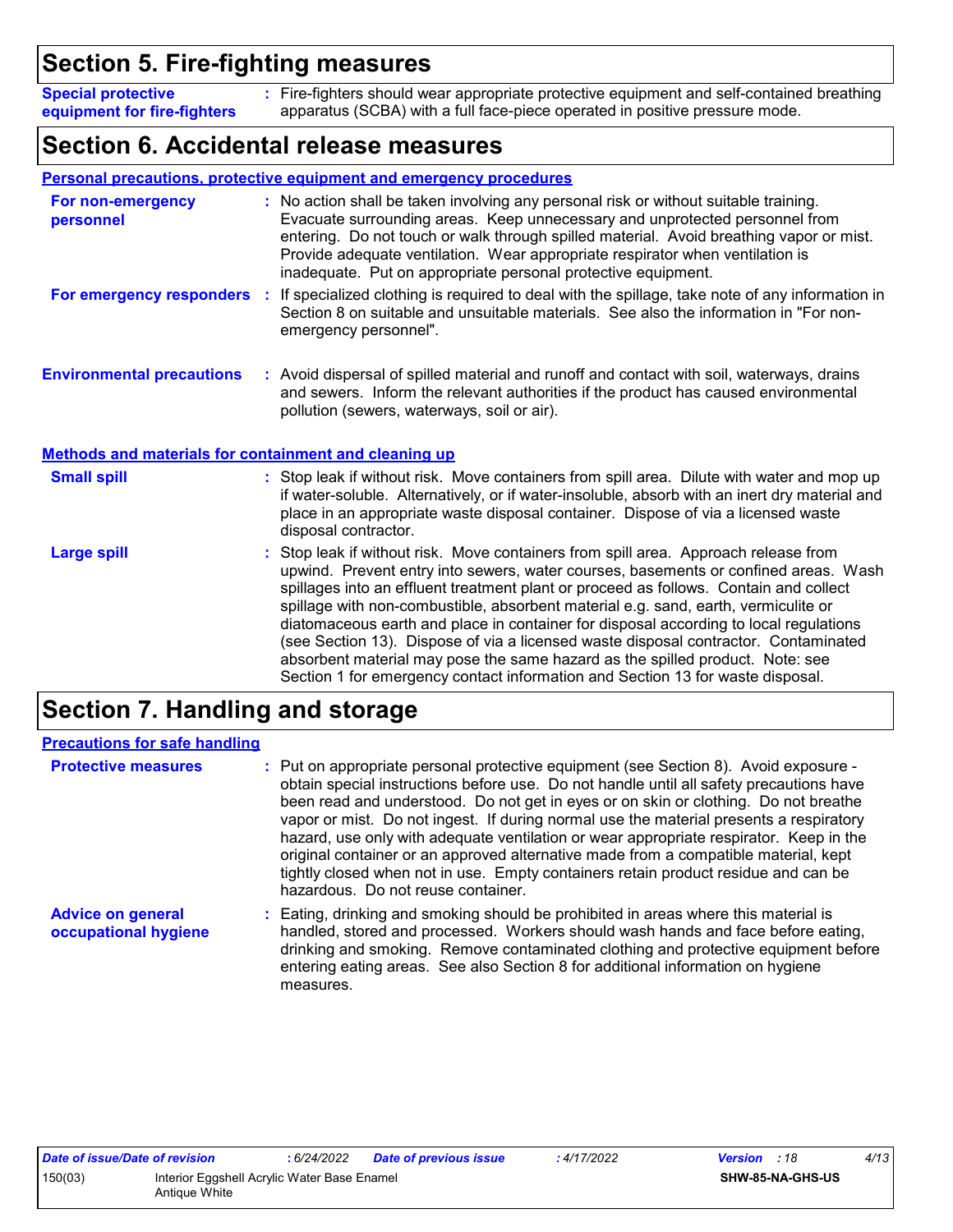## Section 5. Fire-fighting measures

**Special protective equipment for fire-fighters** : Fire-fighters should wear appropriate protective equipment and self-contained breathing apparatus (SCBA) with a full face-piece operated in positive pressure mode.

## Section 6. Accidental release measures

### Personal precautions, protective equipment and emergency procedures

**For non-emergency personnel** : No action shall be taken involving any personal risk or without suitable training. Evacuate surrounding areas. Keep unnecessary and unprotected personnel from entering. Do not touch or walk through spilled material. Avoid breathing vapor or mist. Provide adequate ventilation. Wear appropriate respirator when ventilation is inadequate. Put on appropriate personal protective equipment.

**For emergency responders** : If specialized clothing is required to deal with the spillage, take note of any information in Section 8 on suitable and unsuitable materials. See also the information in "For non-emergency personnel".

**Environmental precautions** : Avoid dispersal of spilled material and runoff and contact with soil, waterways, drains and sewers. Inform the relevant authorities if the product has caused environmental pollution (sewers, waterways, soil or air).

### Methods and materials for containment and cleaning up

**Small spill** : Stop leak if without risk. Move containers from spill area. Dilute with water and mop up if water-soluble. Alternatively, or if water-insoluble, absorb with an inert dry material and place in an appropriate waste disposal container. Dispose of via a licensed waste disposal contractor.

**Large spill** : Stop leak if without risk. Move containers from spill area. Approach release from upwind. Prevent entry into sewers, water courses, basements or confined areas. Wash spillages into an effluent treatment plant or proceed as follows. Contain and collect spillage with non-combustible, absorbent material e.g. sand, earth, vermiculite or diatomaceous earth and place in container for disposal according to local regulations (see Section 13). Dispose of via a licensed waste disposal contractor. Contaminated absorbent material may pose the same hazard as the spilled product. Note: see Section 1 for emergency contact information and Section 13 for waste disposal.

## Section 7. Handling and storage

### Precautions for safe handling

**Protective measures** : Put on appropriate personal protective equipment (see Section 8). Avoid exposure - obtain special instructions before use. Do not handle until all safety precautions have been read and understood. Do not get in eyes or on skin or clothing. Do not breathe vapor or mist. Do not ingest. If during normal use the material presents a respiratory hazard, use only with adequate ventilation or wear appropriate respirator. Keep in the original container or an approved alternative made from a compatible material, kept tightly closed when not in use. Empty containers retain product residue and can be hazardous. Do not reuse container.

**Advice on general occupational hygiene** : Eating, drinking and smoking should be prohibited in areas where this material is handled, stored and processed. Workers should wash hands and face before eating, drinking and smoking. Remove contaminated clothing and protective equipment before entering eating areas. See also Section 8 for additional information on hygiene measures.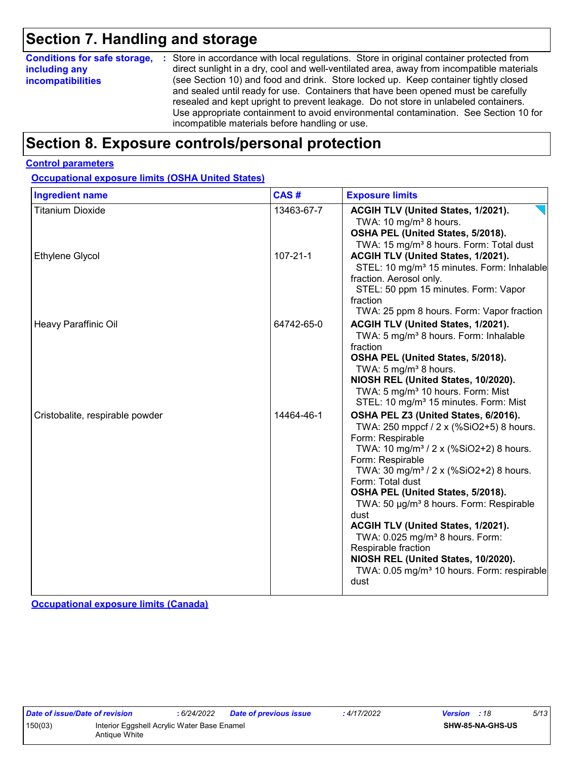# Section 7. Handling and storage

**Conditions for safe storage, including any incompatibilities** : Store in accordance with local regulations. Store in original container protected from direct sunlight in a dry, cool and well-ventilated area, away from incompatible materials (see Section 10) and food and drink. Store locked up. Keep container tightly closed and sealed until ready for use. Containers that have been opened must be carefully resealed and kept upright to prevent leakage. Do not store in unlabeled containers. Use appropriate containment to avoid environmental contamination. See Section 10 for incompatible materials before handling or use.

# Section 8. Exposure controls/personal protection

## Control parameters

### Occupational exposure limits (OSHA United States)

| Ingredient name | CAS # | Exposure limits |
|---|---|---|
| Titanium Dioxide | 13463-67-7 | **ACGIH TLV (United States, 1/2021).**<br>TWA: 10 mg/m³ 8 hours.<br>**OSHA PEL (United States, 5/2018).**<br>TWA: 15 mg/m³ 8 hours. Form: Total dust |
| Ethylene Glycol | 107-21-1 | **ACGIH TLV (United States, 1/2021).**<br>STEL: 10 mg/m³ 15 minutes. Form: Inhalable fraction. Aerosol only.<br>STEL: 50 ppm 15 minutes. Form: Vapor fraction<br>TWA: 25 ppm 8 hours. Form: Vapor fraction |
| Heavy Paraffinic Oil | 64742-65-0 | **ACGIH TLV (United States, 1/2021).**<br>TWA: 5 mg/m³ 8 hours. Form: Inhalable fraction<br>**OSHA PEL (United States, 5/2018).**<br>TWA: 5 mg/m³ 8 hours.<br>**NIOSH REL (United States, 10/2020).**<br>TWA: 5 mg/m³ 10 hours. Form: Mist<br>STEL: 10 mg/m³ 15 minutes. Form: Mist |
| Cristobalite, respirable powder | 14464-46-1 | **OSHA PEL Z3 (United States, 6/2016).**<br>TWA: 250 mppcf / 2 x (%SiO2+5) 8 hours. Form: Respirable<br>TWA: 10 mg/m³ / 2 x (%SiO2+2) 8 hours. Form: Respirable<br>TWA: 30 mg/m³ / 2 x (%SiO2+2) 8 hours. Form: Total dust<br>**OSHA PEL (United States, 5/2018).**<br>TWA: 50 µg/m³ 8 hours. Form: Respirable dust<br>**ACGIH TLV (United States, 1/2021).**<br>TWA: 0.025 mg/m³ 8 hours. Form: Respirable fraction<br>**NIOSH REL (United States, 10/2020).**<br>TWA: 0.05 mg/m³ 10 hours. Form: respirable dust |

### Occupational exposure limits (Canada)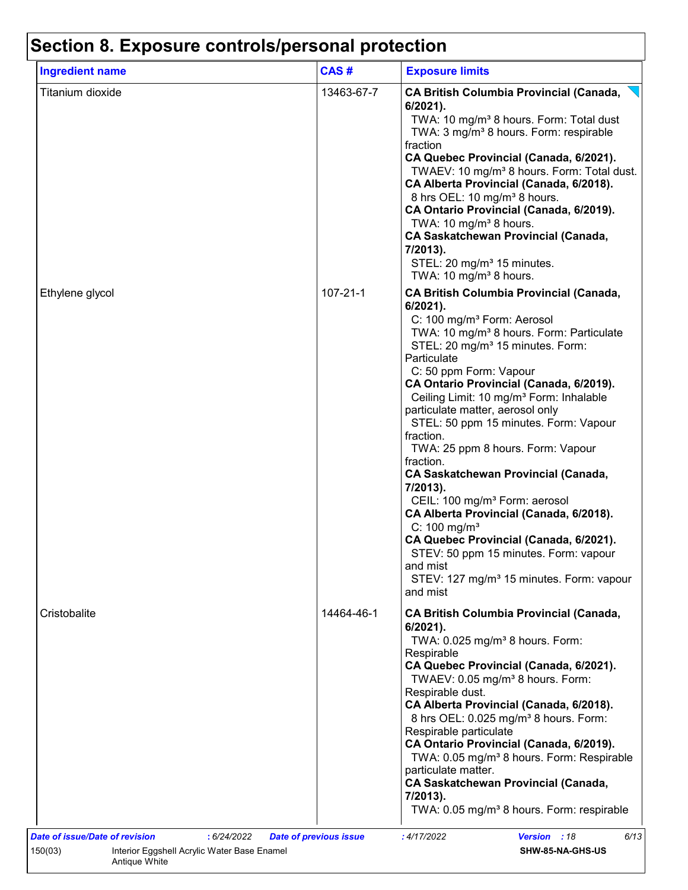# Section 8. Exposure controls/personal protection

| Ingredient name | CAS # | Exposure limits |
|---|---|---|
| Titanium dioxide | 13463-67-7 | **CA British Columbia Provincial (Canada, 6/2021).**<br>TWA: 10 mg/m³ 8 hours. Form: Total dust<br>TWA: 3 mg/m³ 8 hours. Form: respirable fraction<br>**CA Quebec Provincial (Canada, 6/2021).**<br>TWAEV: 10 mg/m³ 8 hours. Form: Total dust.<br>**CA Alberta Provincial (Canada, 6/2018).**<br>8 hrs OEL: 10 mg/m³ 8 hours.<br>**CA Ontario Provincial (Canada, 6/2019).**<br>TWA: 10 mg/m³ 8 hours.<br>**CA Saskatchewan Provincial (Canada, 7/2013).**<br>STEL: 20 mg/m³ 15 minutes.<br>TWA: 10 mg/m³ 8 hours. |
| Ethylene glycol | 107-21-1 | **CA British Columbia Provincial (Canada, 6/2021).**<br>C: 100 mg/m³ Form: Aerosol<br>TWA: 10 mg/m³ 8 hours. Form: Particulate<br>STEL: 20 mg/m³ 15 minutes. Form: Particulate<br>C: 50 ppm Form: Vapour<br>**CA Ontario Provincial (Canada, 6/2019).**<br>Ceiling Limit: 10 mg/m³ Form: Inhalable particulate matter, aerosol only<br>STEL: 50 ppm 15 minutes. Form: Vapour fraction.<br>TWA: 25 ppm 8 hours. Form: Vapour fraction.<br>**CA Saskatchewan Provincial (Canada, 7/2013).**<br>CEIL: 100 mg/m³ Form: aerosol<br>**CA Alberta Provincial (Canada, 6/2018).**<br>C: 100 mg/m³<br>**CA Quebec Provincial (Canada, 6/2021).**<br>STEV: 50 ppm 15 minutes. Form: vapour and mist<br>STEV: 127 mg/m³ 15 minutes. Form: vapour and mist |
| Cristobalite | 14464-46-1 | **CA British Columbia Provincial (Canada, 6/2021).**<br>TWA: 0.025 mg/m³ 8 hours. Form: Respirable<br>**CA Quebec Provincial (Canada, 6/2021).**<br>TWAEV: 0.05 mg/m³ 8 hours. Form: Respirable dust.<br>**CA Alberta Provincial (Canada, 6/2018).**<br>8 hrs OEL: 0.025 mg/m³ 8 hours. Form: Respirable particulate<br>**CA Ontario Provincial (Canada, 6/2019).**<br>TWA: 0.05 mg/m³ 8 hours. Form: Respirable particulate matter.<br>**CA Saskatchewan Provincial (Canada, 7/2013).**<br>TWA: 0.05 mg/m³ 8 hours. Form: respirable |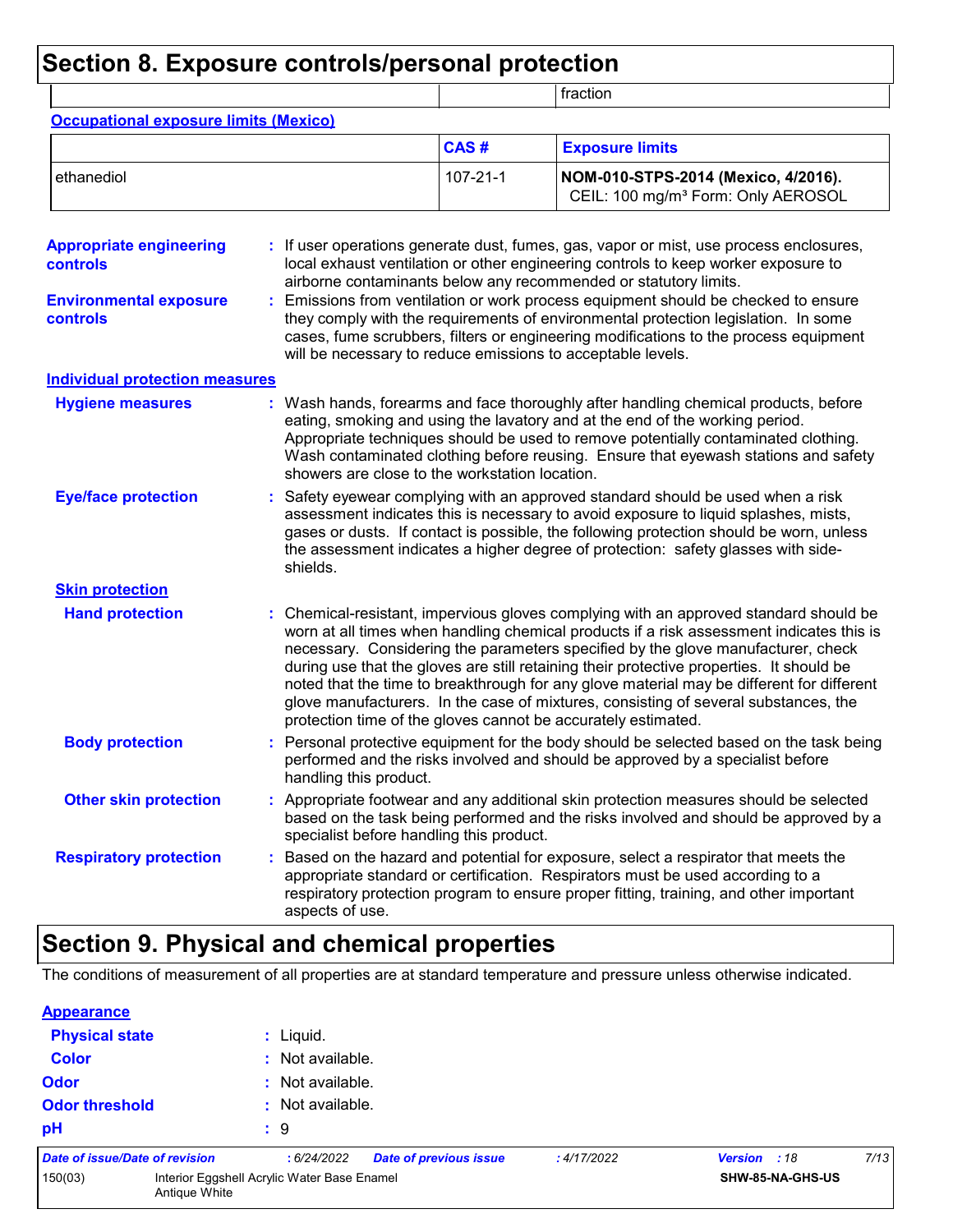# Section 8. Exposure controls/personal protection

| | | fraction |
|---|---|---|

**Occupational exposure limits (Mexico)**

| | CAS # | Exposure limits |
|---|---|---|
| ethanediol | 107-21-1 | **NOM-010-STPS-2014 (Mexico, 4/2016).** CEIL: 100 mg/m³ Form: Only AEROSOL |

**Appropriate engineering controls** : If user operations generate dust, fumes, gas, vapor or mist, use process enclosures, local exhaust ventilation or other engineering controls to keep worker exposure to airborne contaminants below any recommended or statutory limits.

**Environmental exposure controls** : Emissions from ventilation or work process equipment should be checked to ensure they comply with the requirements of environmental protection legislation. In some cases, fume scrubbers, filters or engineering modifications to the process equipment will be necessary to reduce emissions to acceptable levels.

**Individual protection measures**

**Hygiene measures** : Wash hands, forearms and face thoroughly after handling chemical products, before eating, smoking and using the lavatory and at the end of the working period. Appropriate techniques should be used to remove potentially contaminated clothing. Wash contaminated clothing before reusing. Ensure that eyewash stations and safety showers are close to the workstation location.

**Eye/face protection** : Safety eyewear complying with an approved standard should be used when a risk assessment indicates this is necessary to avoid exposure to liquid splashes, mists, gases or dusts. If contact is possible, the following protection should be worn, unless the assessment indicates a higher degree of protection: safety glasses with side-shields.

**Skin protection**

**Hand protection** : Chemical-resistant, impervious gloves complying with an approved standard should be worn at all times when handling chemical products if a risk assessment indicates this is necessary. Considering the parameters specified by the glove manufacturer, check during use that the gloves are still retaining their protective properties. It should be noted that the time to breakthrough for any glove material may be different for different glove manufacturers. In the case of mixtures, consisting of several substances, the protection time of the gloves cannot be accurately estimated.

**Body protection** : Personal protective equipment for the body should be selected based on the task being performed and the risks involved and should be approved by a specialist before handling this product.

**Other skin protection** : Appropriate footwear and any additional skin protection measures should be selected based on the task being performed and the risks involved and should be approved by a specialist before handling this product.

**Respiratory protection** : Based on the hazard and potential for exposure, select a respirator that meets the appropriate standard or certification. Respirators must be used according to a respiratory protection program to ensure proper fitting, training, and other important aspects of use.

# Section 9. Physical and chemical properties

The conditions of measurement of all properties are at standard temperature and pressure unless otherwise indicated.

**Appearance**

**Physical state** : Liquid.

**Color** : Not available.

**Odor** : Not available.

**Odor threshold** : Not available.

**pH** : 9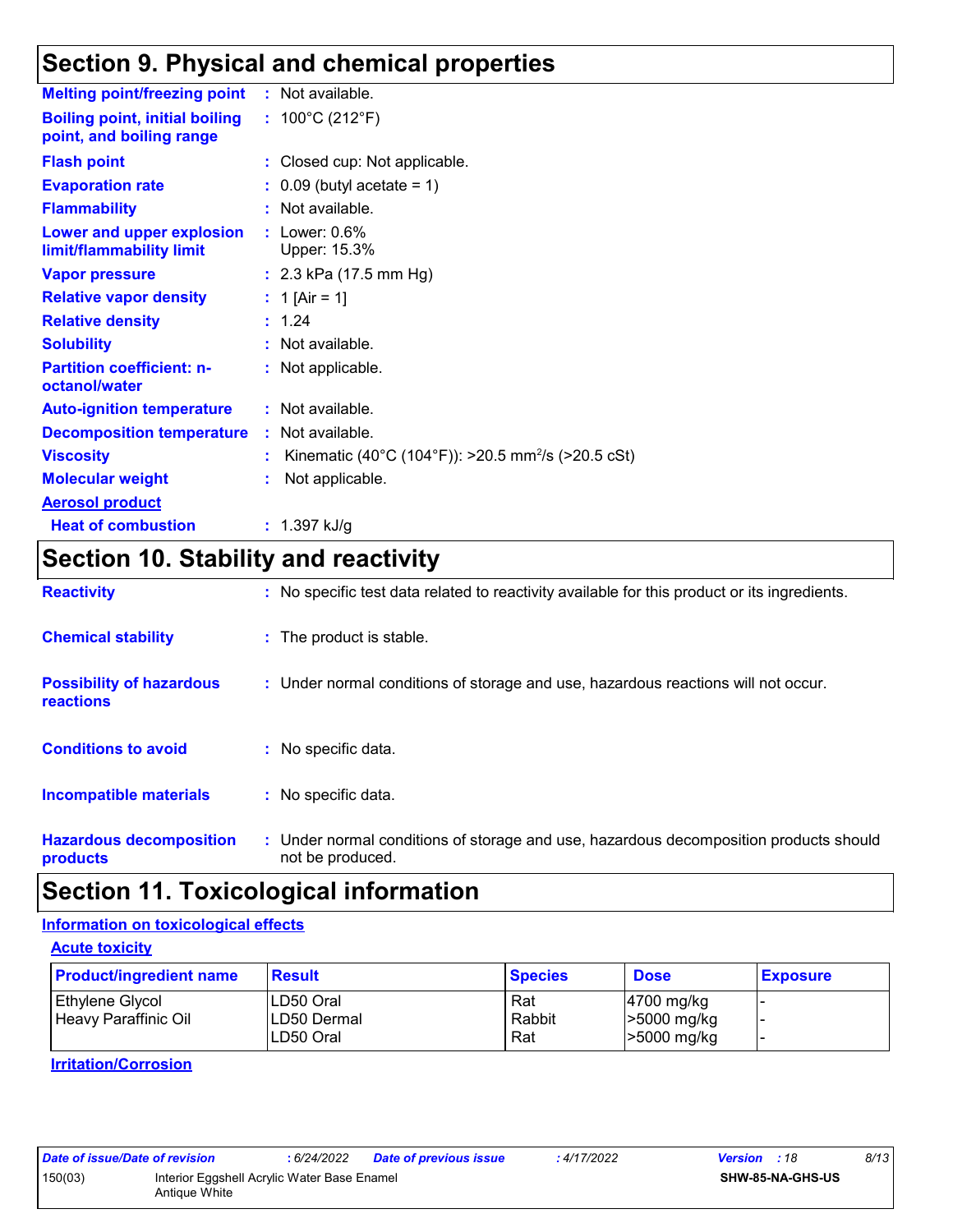## Section 9. Physical and chemical properties

**Melting point/freezing point** : Not available.

**Boiling point, initial boiling point, and boiling range** : 100°C (212°F)

**Flash point** : Closed cup: Not applicable.

**Evaporation rate** : 0.09 (butyl acetate = 1)

**Flammability** : Not available.

**Lower and upper explosion limit/flammability limit** : Lower: 0.6%
Upper: 15.3%

**Vapor pressure** : 2.3 kPa (17.5 mm Hg)

**Relative vapor density** : 1 [Air = 1]

**Relative density** : 1.24

**Solubility** : Not available.

**Partition coefficient: n-octanol/water** : Not applicable.

**Auto-ignition temperature** : Not available.

**Decomposition temperature** : Not available.

**Viscosity** : Kinematic (40°C (104°F)): >20.5 $mm^2/s$ (>20.5 cSt)

**Molecular weight** : Not applicable.

**Aerosol product**

**Heat of combustion** : 1.397 kJ/g

## Section 10. Stability and reactivity

**Reactivity** : No specific test data related to reactivity available for this product or its ingredients.

**Chemical stability** : The product is stable.

**Possibility of hazardous reactions** : Under normal conditions of storage and use, hazardous reactions will not occur.

**Conditions to avoid** : No specific data.

**Incompatible materials** : No specific data.

**Hazardous decomposition products** : Under normal conditions of storage and use, hazardous decomposition products should not be produced.

## Section 11. Toxicological information

**Information on toxicological effects**

**Acute toxicity**

| Product/ingredient name | Result | Species | Dose | Exposure |
|---|---|---|---|---|
| Ethylene Glycol | LD50 Oral | Rat | 4700 mg/kg | - |
| Heavy Paraffinic Oil | LD50 Dermal | Rabbit | >5000 mg/kg | - |
| | LD50 Oral | Rat | >5000 mg/kg | - |

**Irritation/Corrosion**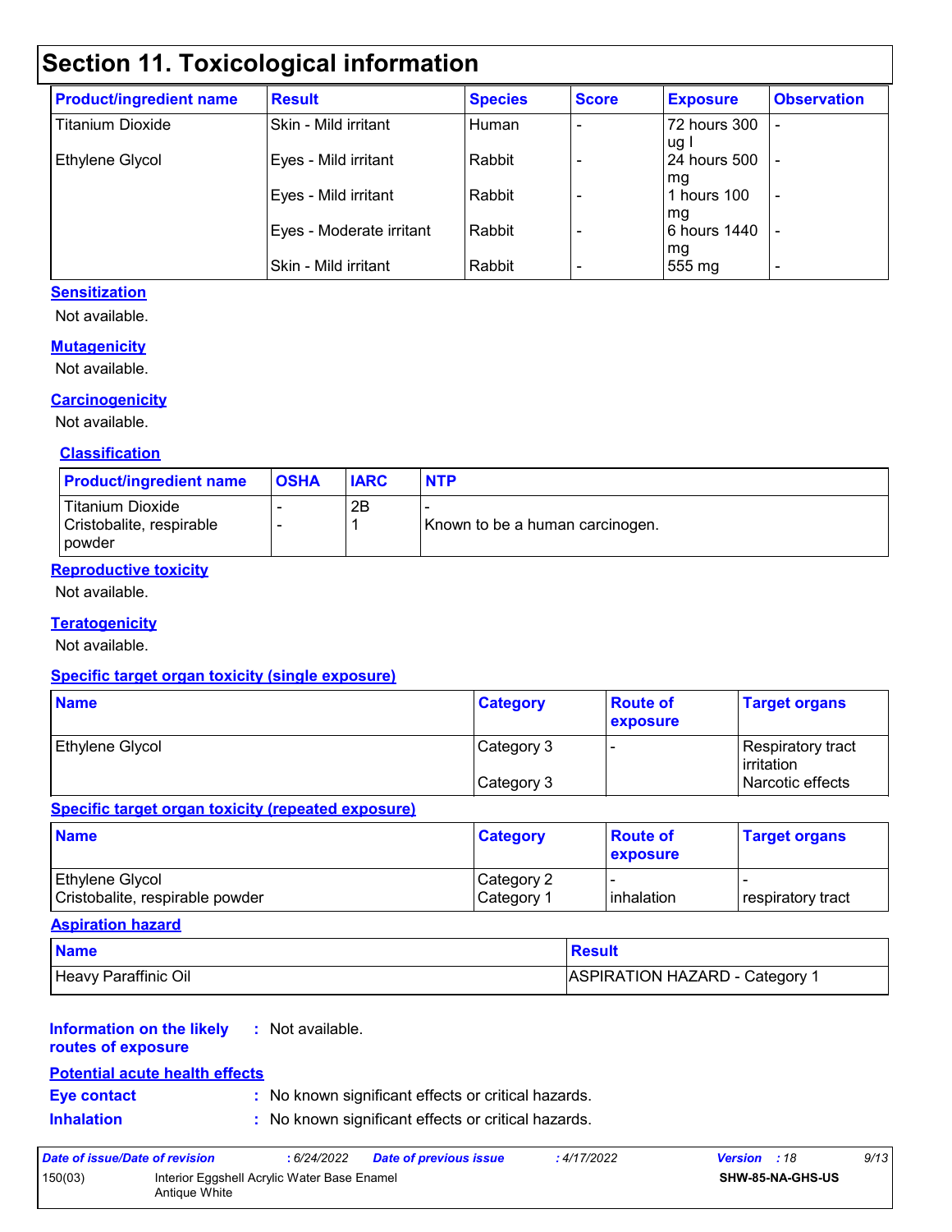# Section 11. Toxicological information

| Product/ingredient name | Result | Species | Score | Exposure | Observation |
|---|---|---|---|---|---|
| Titanium Dioxide | Skin - Mild irritant | Human | - | 72 hours 300 ug I | - |
| Ethylene Glycol | Eyes - Mild irritant | Rabbit | - | 24 hours 500 mg | - |
| | Eyes - Mild irritant | Rabbit | - | 1 hours 100 mg | - |
| | Eyes - Moderate irritant | Rabbit | - | 6 hours 1440 mg | - |
| | Skin - Mild irritant | Rabbit | - | 555 mg | - |

**Sensitization**

Not available.

**Mutagenicity**

Not available.

**Carcinogenicity**

Not available.

**Classification**

| Product/ingredient name | OSHA | IARC | NTP |
|---|---|---|---|
| Titanium Dioxide | - | 2B | - |
| Cristobalite, respirable powder | - | 1 | Known to be a human carcinogen. |

**Reproductive toxicity**

Not available.

**Teratogenicity**

Not available.

**Specific target organ toxicity (single exposure)**

| Name | Category | Route of exposure | Target organs |
|---|---|---|---|
| Ethylene Glycol | Category 3 | - | Respiratory tract irritation |
| | Category 3 | | Narcotic effects |

**Specific target organ toxicity (repeated exposure)**

| Name | Category | Route of exposure | Target organs |
|---|---|---|---|
| Ethylene Glycol | Category 2 | - | - |
| Cristobalite, respirable powder | Category 1 | inhalation | respiratory tract |

**Aspiration hazard**

| Name | Result |
|---|---|
| Heavy Paraffinic Oil | ASPIRATION HAZARD - Category 1 |

**Information on the likely routes of exposure** : Not available.

**Potential acute health effects**

**Eye contact** : No known significant effects or critical hazards.

**Inhalation** : No known significant effects or critical hazards.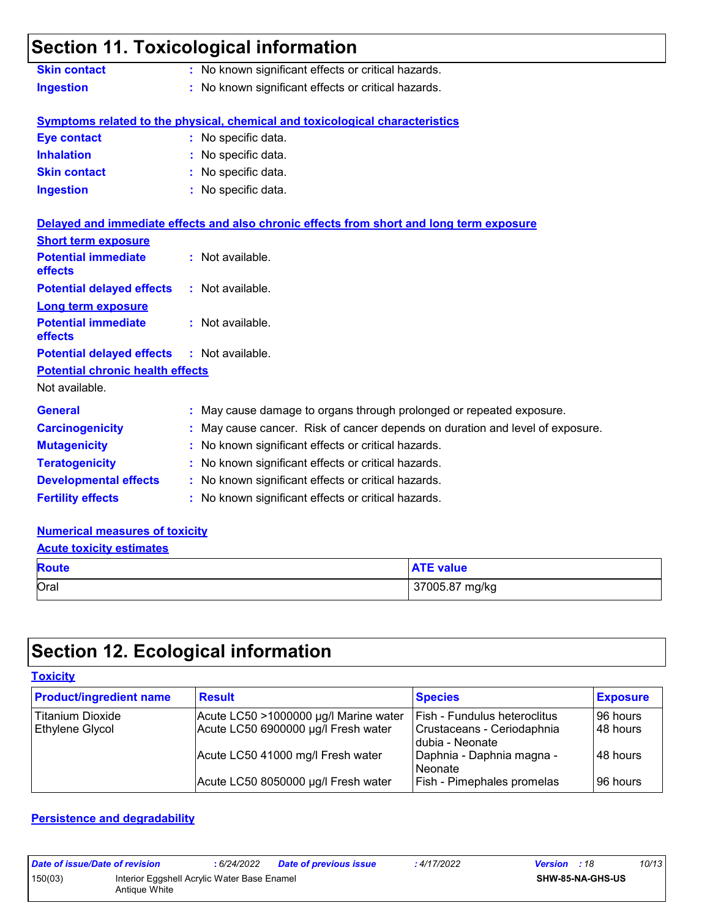## Section 11. Toxicological information

**Skin contact** : No known significant effects or critical hazards.

**Ingestion** : No known significant effects or critical hazards.

**Symptoms related to the physical, chemical and toxicological characteristics**

**Eye contact** : No specific data.

**Inhalation** : No specific data.

**Skin contact** : No specific data.

**Ingestion** : No specific data.

**Delayed and immediate effects and also chronic effects from short and long term exposure**

**Short term exposure**

**Potential immediate effects** : Not available.

**Potential delayed effects** : Not available.

**Long term exposure**

**Potential immediate effects** : Not available.

**Potential delayed effects** : Not available.

**Potential chronic health effects**

Not available.

**General** : May cause damage to organs through prolonged or repeated exposure.

**Carcinogenicity** : May cause cancer. Risk of cancer depends on duration and level of exposure.

**Mutagenicity** : No known significant effects or critical hazards.

**Teratogenicity** : No known significant effects or critical hazards.

**Developmental effects** : No known significant effects or critical hazards.

**Fertility effects** : No known significant effects or critical hazards.

**Numerical measures of toxicity**

**Acute toxicity estimates**

| Route | ATE value |
|---|---|
| Oral | 37005.87 mg/kg |

## Section 12. Ecological information

**Toxicity**

| Product/ingredient name | Result | Species | Exposure |
|---|---|---|---|
| Titanium Dioxide | Acute LC50 >1000000 µg/l Marine water | Fish - Fundulus heteroclitus | 96 hours |
| Ethylene Glycol | Acute LC50 6900000 µg/l Fresh water | Crustaceans - Ceriodaphnia dubia - Neonate | 48 hours |
| | Acute LC50 41000 mg/l Fresh water | Daphnia - Daphnia magna - Neonate | 48 hours |
| | Acute LC50 8050000 µg/l Fresh water | Fish - Pimephales promelas | 96 hours |

**Persistence and degradability**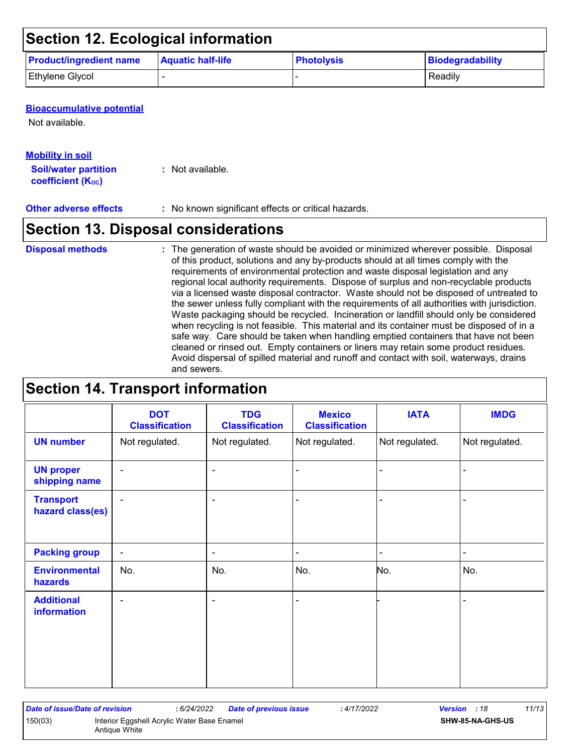## Section 12. Ecological information

| Product/ingredient name | Aquatic half-life | Photolysis | Biodegradability |
|---|---|---|---|
| Ethylene Glycol | - | - | Readily |

### Bioaccumulative potential

Not available.

### Mobility in soil

**Soil/water partition coefficient ($K_{OC}$)** : Not available.

**Other adverse effects** : No known significant effects or critical hazards.

## Section 13. Disposal considerations

**Disposal methods** : The generation of waste should be avoided or minimized wherever possible. Disposal of this product, solutions and any by-products should at all times comply with the requirements of environmental protection and waste disposal legislation and any regional local authority requirements. Dispose of surplus and non-recyclable products via a licensed waste disposal contractor. Waste should not be disposed of untreated to the sewer unless fully compliant with the requirements of all authorities with jurisdiction. Waste packaging should be recycled. Incineration or landfill should only be considered when recycling is not feasible. This material and its container must be disposed of in a safe way. Care should be taken when handling emptied containers that have not been cleaned or rinsed out. Empty containers or liners may retain some product residues. Avoid dispersal of spilled material and runoff and contact with soil, waterways, drains and sewers.

## Section 14. Transport information

| | DOT Classification | TDG Classification | Mexico Classification | IATA | IMDG |
|---|---|---|---|---|---|
| UN number | Not regulated. | Not regulated. | Not regulated. | Not regulated. | Not regulated. |
| UN proper shipping name | - | - | - | - | - |
| Transport hazard class(es) | - | - | - | - | - |
| Packing group | - | - | - | - | - |
| Environmental hazards | No. | No. | No. | No. | No. |
| Additional information | - | - | - | - | - |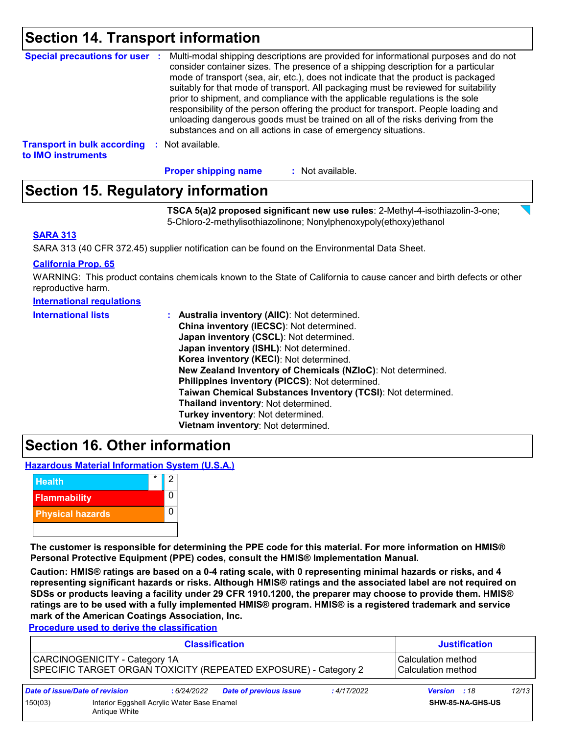## Section 14. Transport information

**Special precautions for user** : Multi-modal shipping descriptions are provided for informational purposes and do not consider container sizes. The presence of a shipping description for a particular mode of transport (sea, air, etc.), does not indicate that the product is packaged suitably for that mode of transport. All packaging must be reviewed for suitability prior to shipment, and compliance with the applicable regulations is the sole responsibility of the person offering the product for transport. People loading and unloading dangerous goods must be trained on all of the risks deriving from the substances and on all actions in case of emergency situations.

**Transport in bulk according to IMO instruments** : Not available.

**Proper shipping name** : Not available.

## Section 15. Regulatory information

**TSCA 5(a)2 proposed significant new use rules**: 2-Methyl-4-isothiazolin-3-one; 5-Chloro-2-methylisothiazolinone; Nonylphenoxypoly(ethoxy)ethanol

**SARA 313**

SARA 313 (40 CFR 372.45) supplier notification can be found on the Environmental Data Sheet.

**California Prop. 65**

WARNING: This product contains chemicals known to the State of California to cause cancer and birth defects or other reproductive harm.

**International regulations**

**International lists** :
**Australia inventory (AIIC)**: Not determined.
**China inventory (IECSC)**: Not determined.
**Japan inventory (CSCL)**: Not determined.
**Japan inventory (ISHL)**: Not determined.
**Korea inventory (KECI)**: Not determined.
**New Zealand Inventory of Chemicals (NZIoC)**: Not determined.
**Philippines inventory (PICCS)**: Not determined.
**Taiwan Chemical Substances Inventory (TCSI)**: Not determined.
**Thailand inventory**: Not determined.
**Turkey inventory**: Not determined.
**Vietnam inventory**: Not determined.

## Section 16. Other information

**Hazardous Material Information System (U.S.A.)**

| | | |
|---|---|---|
| Health | * | 2 |
| Flammability | | 0 |
| Physical hazards | | 0 |

**The customer is responsible for determining the PPE code for this material. For more information on HMIS® Personal Protective Equipment (PPE) codes, consult the HMIS® Implementation Manual.**

**Caution: HMIS® ratings are based on a 0-4 rating scale, with 0 representing minimal hazards or risks, and 4 representing significant hazards or risks. Although HMIS® ratings and the associated label are not required on SDSs or products leaving a facility under 29 CFR 1910.1200, the preparer may choose to provide them. HMIS® ratings are to be used with a fully implemented HMIS® program. HMIS® is a registered trademark and service mark of the American Coatings Association, Inc.**

**Procedure used to derive the classification**

| Classification | Justification |
|---|---|
| CARCINOGENICITY - Category 1A | Calculation method |
| SPECIFIC TARGET ORGAN TOXICITY (REPEATED EXPOSURE) - Category 2 | Calculation method |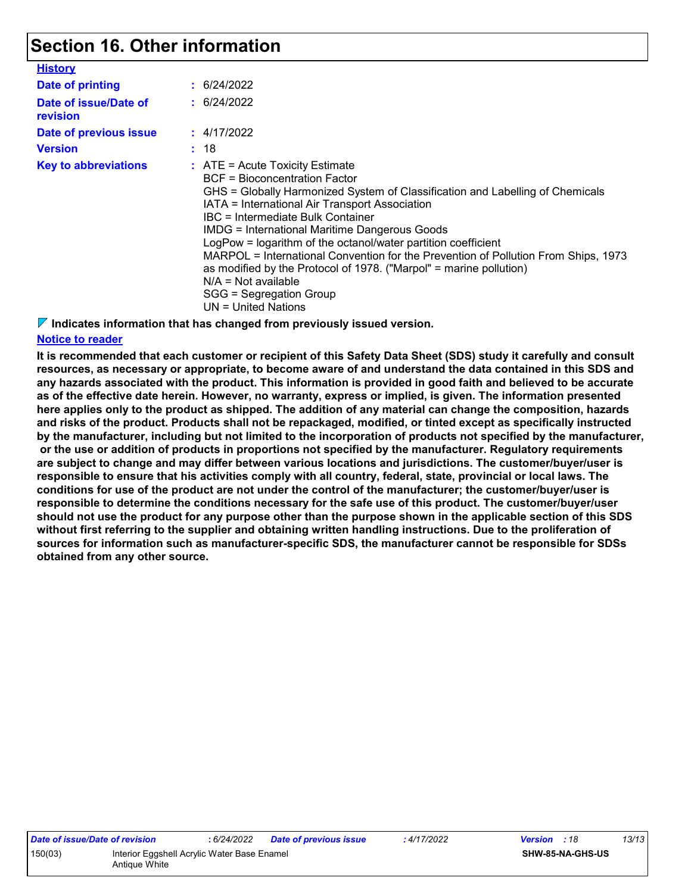# Section 16. Other information

**History**

| | | |
|---|---|---|
| **Date of printing** | : | 6/24/2022 |
| **Date of issue/Date of revision** | : | 6/24/2022 |
| **Date of previous issue** | : | 4/17/2022 |
| **Version** | : | 18 |
| **Key to abbreviations** | : | ATE = Acute Toxicity Estimate<br>BCF = Bioconcentration Factor<br>GHS = Globally Harmonized System of Classification and Labelling of Chemicals<br>IATA = International Air Transport Association<br>IBC = Intermediate Bulk Container<br>IMDG = International Maritime Dangerous Goods<br>LogPow = logarithm of the octanol/water partition coefficient<br>MARPOL = International Convention for the Prevention of Pollution From Ships, 1973 as modified by the Protocol of 1978. ("Marpol" = marine pollution)<br>N/A = Not available<br>SGG = Segregation Group<br>UN = United Nations |

**Indicates information that has changed from previously issued version.**

**Notice to reader**

**It is recommended that each customer or recipient of this Safety Data Sheet (SDS) study it carefully and consult resources, as necessary or appropriate, to become aware of and understand the data contained in this SDS and any hazards associated with the product. This information is provided in good faith and believed to be accurate as of the effective date herein. However, no warranty, express or implied, is given. The information presented here applies only to the product as shipped. The addition of any material can change the composition, hazards and risks of the product. Products shall not be repackaged, modified, or tinted except as specifically instructed by the manufacturer, including but not limited to the incorporation of products not specified by the manufacturer, or the use or addition of products in proportions not specified by the manufacturer. Regulatory requirements are subject to change and may differ between various locations and jurisdictions. The customer/buyer/user is responsible to ensure that his activities comply with all country, federal, state, provincial or local laws. The conditions for use of the product are not under the control of the manufacturer; the customer/buyer/user is responsible to determine the conditions necessary for the safe use of this product. The customer/buyer/user should not use the product for any purpose other than the purpose shown in the applicable section of this SDS without first referring to the supplier and obtaining written handling instructions. Due to the proliferation of sources for information such as manufacturer-specific SDS, the manufacturer cannot be responsible for SDSs obtained from any other source.**